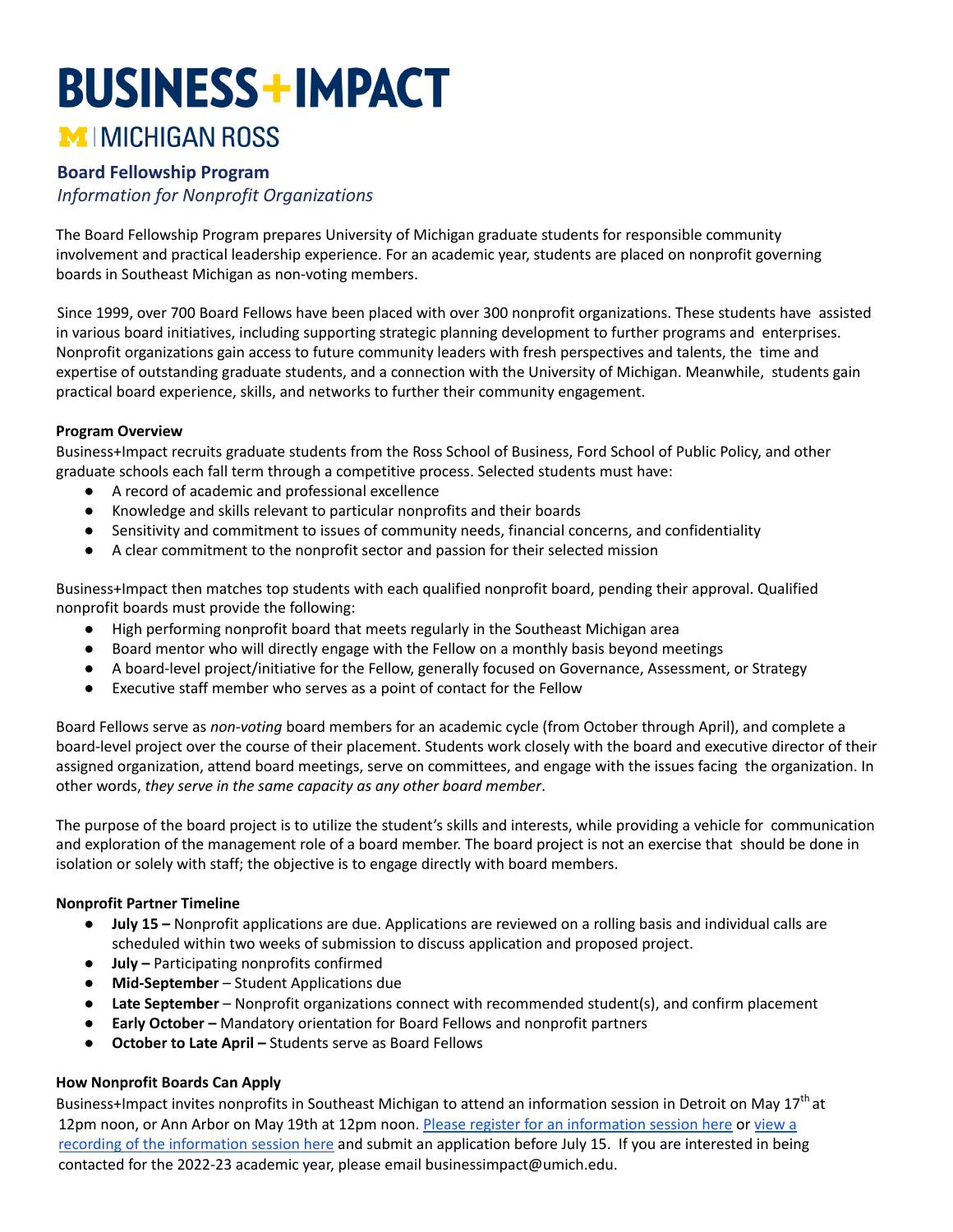# BUSINESS+IMPACT

## MICHIGAN ROSS

### Board Fellowship Program

*Information for Nonprofit Organizations*

The Board Fellowship Program prepares University of Michigan graduate students for responsible community involvement and practical leadership experience. For an academic year, students are placed on nonprofit governing boards in Southeast Michigan as non-voting members.

Since 1999, over 700 Board Fellows have been placed with over 300 nonprofit organizations. These students have assisted in various board initiatives, including supporting strategic planning development to further programs and enterprises. Nonprofit organizations gain access to future community leaders with fresh perspectives and talents, the time and expertise of outstanding graduate students, and a connection with the University of Michigan. Meanwhile, students gain practical board experience, skills, and networks to further their community engagement.

**Program Overview**

Business+Impact recruits graduate students from the Ross School of Business, Ford School of Public Policy, and other graduate schools each fall term through a competitive process. Selected students must have:

- A record of academic and professional excellence
- Knowledge and skills relevant to particular nonprofits and their boards
- Sensitivity and commitment to issues of community needs, financial concerns, and confidentiality
- A clear commitment to the nonprofit sector and passion for their selected mission

Business+Impact then matches top students with each qualified nonprofit board, pending their approval. Qualified nonprofit boards must provide the following:

- High performing nonprofit board that meets regularly in the Southeast Michigan area
- Board mentor who will directly engage with the Fellow on a monthly basis beyond meetings
- A board-level project/initiative for the Fellow, generally focused on Governance, Assessment, or Strategy
- Executive staff member who serves as a point of contact for the Fellow

Board Fellows serve as *non-voting* board members for an academic cycle (from October through April), and complete a board-level project over the course of their placement. Students work closely with the board and executive director of their assigned organization, attend board meetings, serve on committees, and engage with the issues facing the organization. In other words, *they serve in the same capacity as any other board member*.

The purpose of the board project is to utilize the student's skills and interests, while providing a vehicle for communication and exploration of the management role of a board member. The board project is not an exercise that should be done in isolation or solely with staff; the objective is to engage directly with board members.

**Nonprofit Partner Timeline**

- **July 15 –** Nonprofit applications are due. Applications are reviewed on a rolling basis and individual calls are scheduled within two weeks of submission to discuss application and proposed project.
- **July –** Participating nonprofits confirmed
- **Mid-September** – Student Applications due
- **Late September** – Nonprofit organizations connect with recommended student(s), and confirm placement
- **Early October –** Mandatory orientation for Board Fellows and nonprofit partners
- **October to Late April –** Students serve as Board Fellows

**How Nonprofit Boards Can Apply**

Business+Impact invites nonprofits in Southeast Michigan to attend an information session in Detroit on May 17th at 12pm noon, or Ann Arbor on May 19th at 12pm noon. Please register for an information session here or view a recording of the information session here and submit an application before July 15. If you are interested in being contacted for the 2022-23 academic year, please email businessimpact@umich.edu.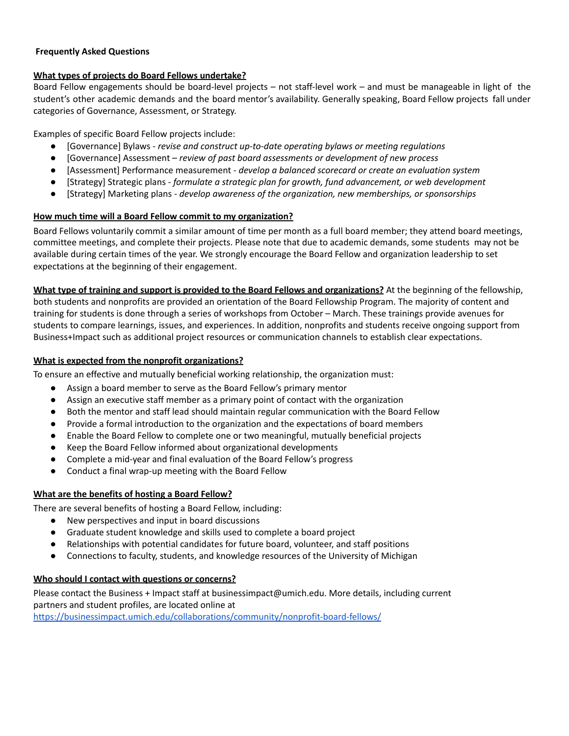**Frequently Asked Questions**

**What types of projects do Board Fellows undertake?**

Board Fellow engagements should be board-level projects – not staff-level work – and must be manageable in light of the student's other academic demands and the board mentor's availability. Generally speaking, Board Fellow projects fall under categories of Governance, Assessment, or Strategy.

Examples of specific Board Fellow projects include:

- [Governance] Bylaws - *revise and construct up-to-date operating bylaws or meeting regulations*
- [Governance] Assessment – *review of past board assessments or development of new process*
- [Assessment] Performance measurement - *develop a balanced scorecard or create an evaluation system*
- [Strategy] Strategic plans - *formulate a strategic plan for growth, fund advancement, or web development*
- [Strategy] Marketing plans - *develop awareness of the organization, new memberships, or sponsorships*

**How much time will a Board Fellow commit to my organization?**

Board Fellows voluntarily commit a similar amount of time per month as a full board member; they attend board meetings, committee meetings, and complete their projects. Please note that due to academic demands, some students may not be available during certain times of the year. We strongly encourage the Board Fellow and organization leadership to set expectations at the beginning of their engagement.

**What type of training and support is provided to the Board Fellows and organizations?** At the beginning of the fellowship, both students and nonprofits are provided an orientation of the Board Fellowship Program. The majority of content and training for students is done through a series of workshops from October – March. These trainings provide avenues for students to compare learnings, issues, and experiences. In addition, nonprofits and students receive ongoing support from Business+Impact such as additional project resources or communication channels to establish clear expectations.

**What is expected from the nonprofit organizations?**

To ensure an effective and mutually beneficial working relationship, the organization must:

- Assign a board member to serve as the Board Fellow's primary mentor
- Assign an executive staff member as a primary point of contact with the organization
- Both the mentor and staff lead should maintain regular communication with the Board Fellow
- Provide a formal introduction to the organization and the expectations of board members
- Enable the Board Fellow to complete one or two meaningful, mutually beneficial projects
- Keep the Board Fellow informed about organizational developments
- Complete a mid-year and final evaluation of the Board Fellow's progress
- Conduct a final wrap-up meeting with the Board Fellow

**What are the benefits of hosting a Board Fellow?**

There are several benefits of hosting a Board Fellow, including:

- New perspectives and input in board discussions
- Graduate student knowledge and skills used to complete a board project
- Relationships with potential candidates for future board, volunteer, and staff positions
- Connections to faculty, students, and knowledge resources of the University of Michigan

**Who should I contact with questions or concerns?**

Please contact the Business + Impact staff at businessimpact@umich.edu. More details, including current partners and student profiles, are located online at https://businessimpact.umich.edu/collaborations/community/nonprofit-board-fellows/